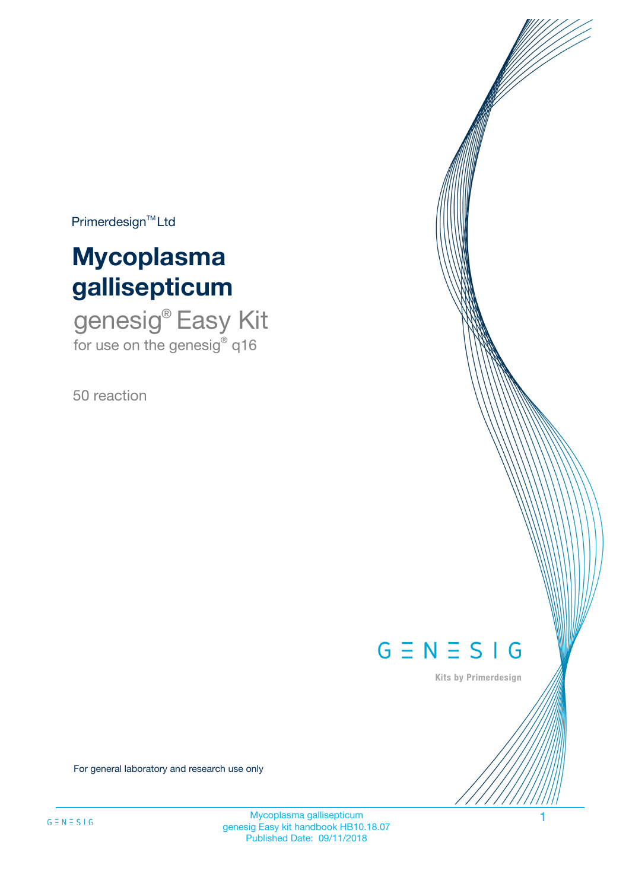Primerdesign™ Ltd

# Mycoplasma gallisepticum

## genesig® Easy Kit

for use on the genesig® q16

50 reaction

GENESIG

Kits by Primerdesign

For general laboratory and research use only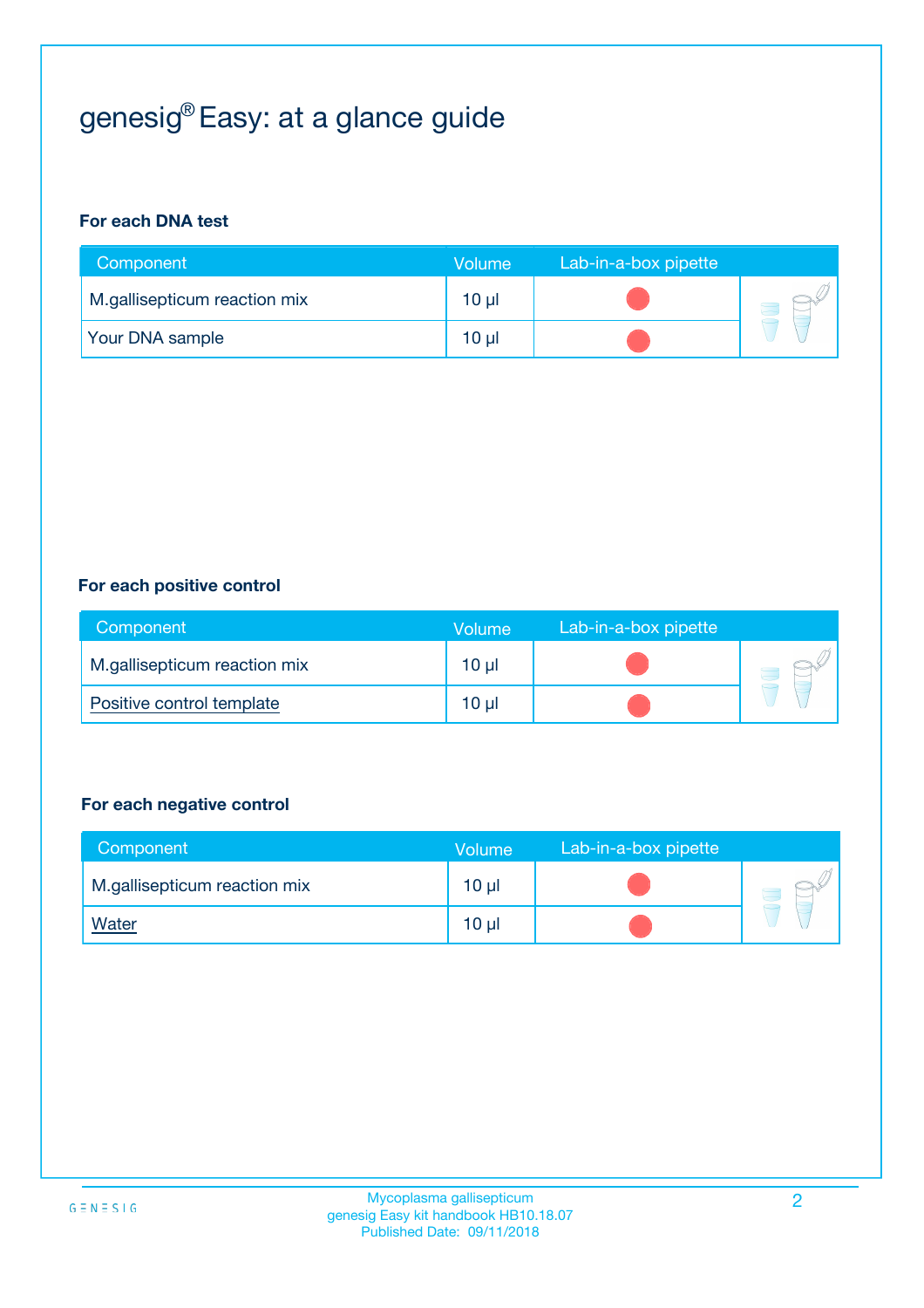# genesig® Easy: at a glance guide

**For each DNA test**

| Component | Volume | Lab-in-a-box pipette |
|---|---|---|
| M.gallisepticum reaction mix | 10 µl | ● |
| Your DNA sample | 10 µl | ● |

**For each positive control**

| Component | Volume | Lab-in-a-box pipette |
|---|---|---|
| M.gallisepticum reaction mix | 10 µl | ● |
| Positive control template | 10 µl | ● |

**For each negative control**

| Component | Volume | Lab-in-a-box pipette |
|---|---|---|
| M.gallisepticum reaction mix | 10 µl | ● |
| Water | 10 µl | ● |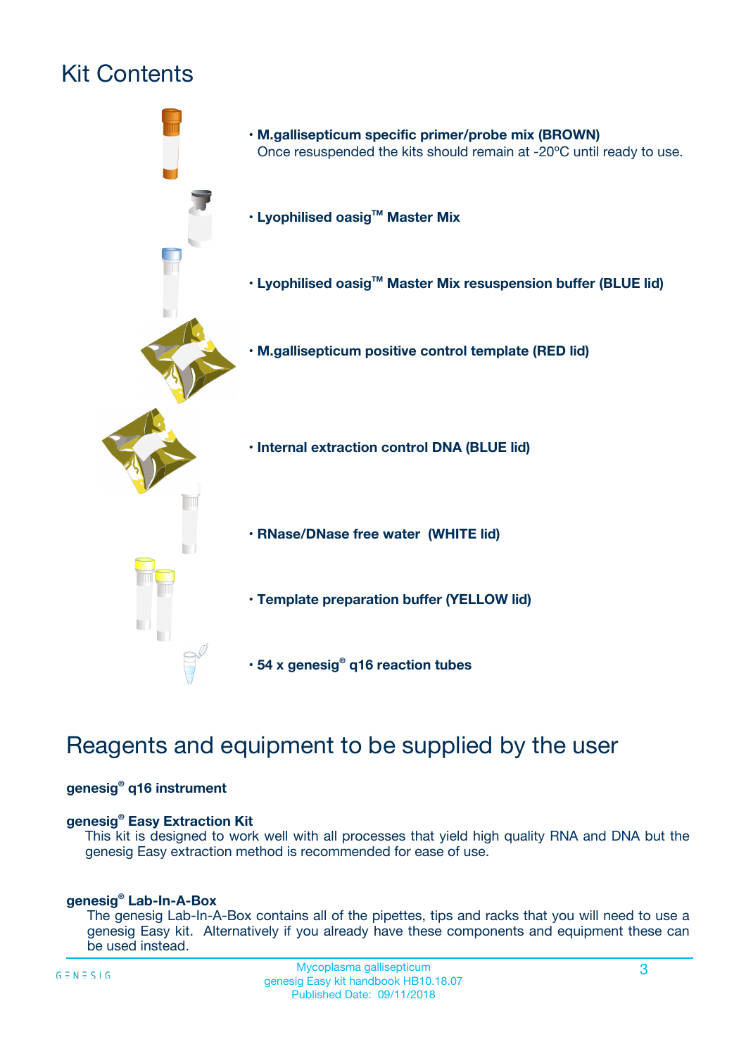# Kit Contents

- **M.gallisepticum specific primer/probe mix (BROWN)**
  Once resuspended the kits should remain at -20ºC until ready to use.
- **Lyophilised oasig™ Master Mix**
- **Lyophilised oasig™ Master Mix resuspension buffer (BLUE lid)**
- **M.gallisepticum positive control template (RED lid)**
- **Internal extraction control DNA (BLUE lid)**
- **RNase/DNase free water (WHITE lid)**
- **Template preparation buffer (YELLOW lid)**
- **54 x genesig® q16 reaction tubes**

# Reagents and equipment to be supplied by the user

**genesig® q16 instrument**

**genesig® Easy Extraction Kit**
This kit is designed to work well with all processes that yield high quality RNA and DNA but the genesig Easy extraction method is recommended for ease of use.

**genesig® Lab-In-A-Box**
The genesig Lab-In-A-Box contains all of the pipettes, tips and racks that you will need to use a genesig Easy kit. Alternatively if you already have these components and equipment these can be used instead.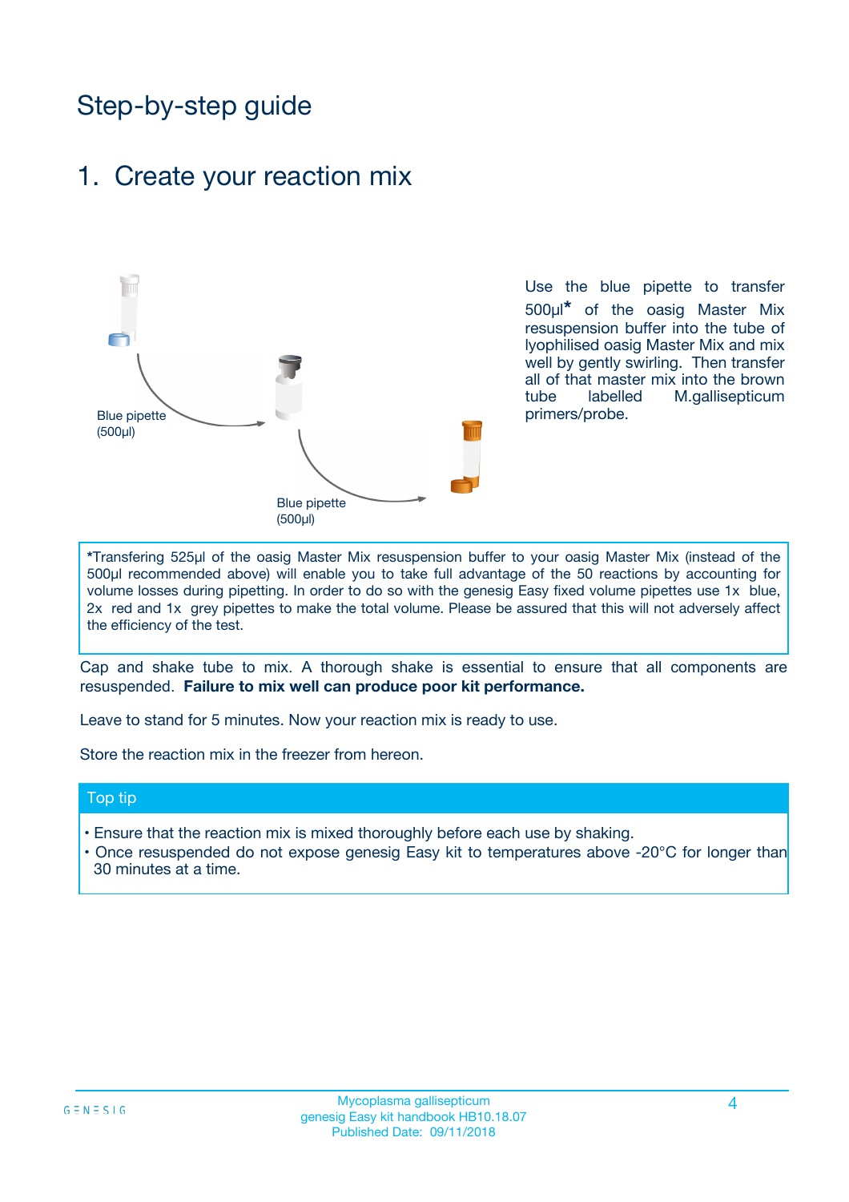# Step-by-step guide

## 1. Create your reaction mix

Blue pipette (500µl)

Blue pipette (500µl)

Use the blue pipette to transfer 500µl* of the oasig Master Mix resuspension buffer into the tube of lyophilised oasig Master Mix and mix well by gently swirling. Then transfer all of that master mix into the brown tube labelled M.gallisepticum primers/probe.

*Transfering 525µl of the oasig Master Mix resuspension buffer to your oasig Master Mix (instead of the 500µl recommended above) will enable you to take full advantage of the 50 reactions by accounting for volume losses during pipetting. In order to do so with the genesig Easy fixed volume pipettes use 1x blue, 2x red and 1x grey pipettes to make the total volume. Please be assured that this will not adversely affect the efficiency of the test.

Cap and shake tube to mix. A thorough shake is essential to ensure that all components are resuspended. **Failure to mix well can produce poor kit performance.**

Leave to stand for 5 minutes. Now your reaction mix is ready to use.

Store the reaction mix in the freezer from hereon.

### Top tip

- Ensure that the reaction mix is mixed thoroughly before each use by shaking.
- Once resuspended do not expose genesig Easy kit to temperatures above -20°C for longer than 30 minutes at a time.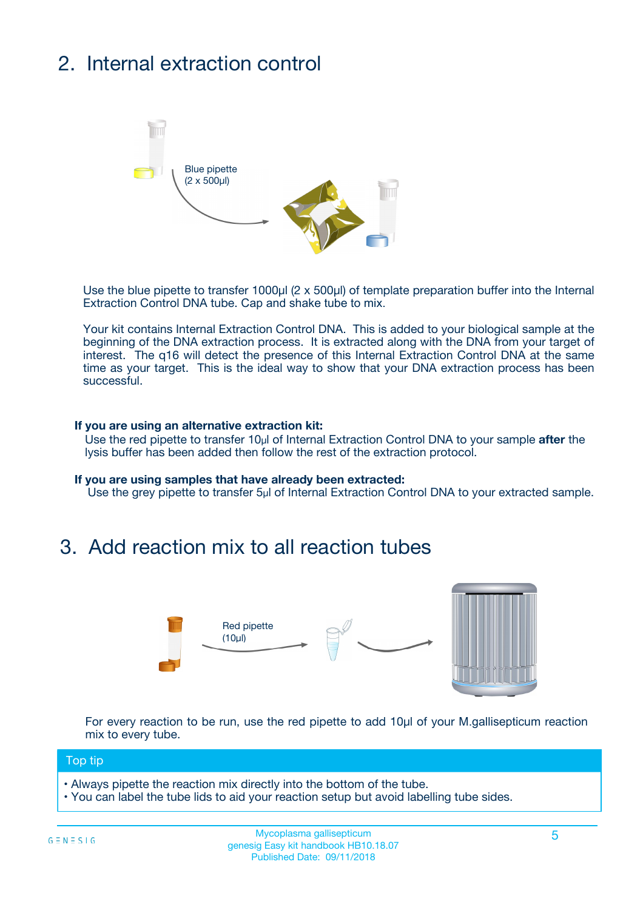## 2. Internal extraction control

Blue pipette
(2 x 500µl)

Use the blue pipette to transfer 1000µl (2 x 500µl) of template preparation buffer into the Internal Extraction Control DNA tube. Cap and shake tube to mix.

Your kit contains Internal Extraction Control DNA. This is added to your biological sample at the beginning of the DNA extraction process. It is extracted along with the DNA from your target of interest. The q16 will detect the presence of this Internal Extraction Control DNA at the same time as your target. This is the ideal way to show that your DNA extraction process has been successful.

**If you are using an alternative extraction kit:**
Use the red pipette to transfer 10µl of Internal Extraction Control DNA to your sample **after** the lysis buffer has been added then follow the rest of the extraction protocol.

**If you are using samples that have already been extracted:**
Use the grey pipette to transfer 5µl of Internal Extraction Control DNA to your extracted sample.

## 3. Add reaction mix to all reaction tubes

Red pipette
(10µl)

For every reaction to be run, use the red pipette to add 10µl of your M.gallisepticum reaction mix to every tube.

**Top tip**

- Always pipette the reaction mix directly into the bottom of the tube.
- You can label the tube lids to aid your reaction setup but avoid labelling tube sides.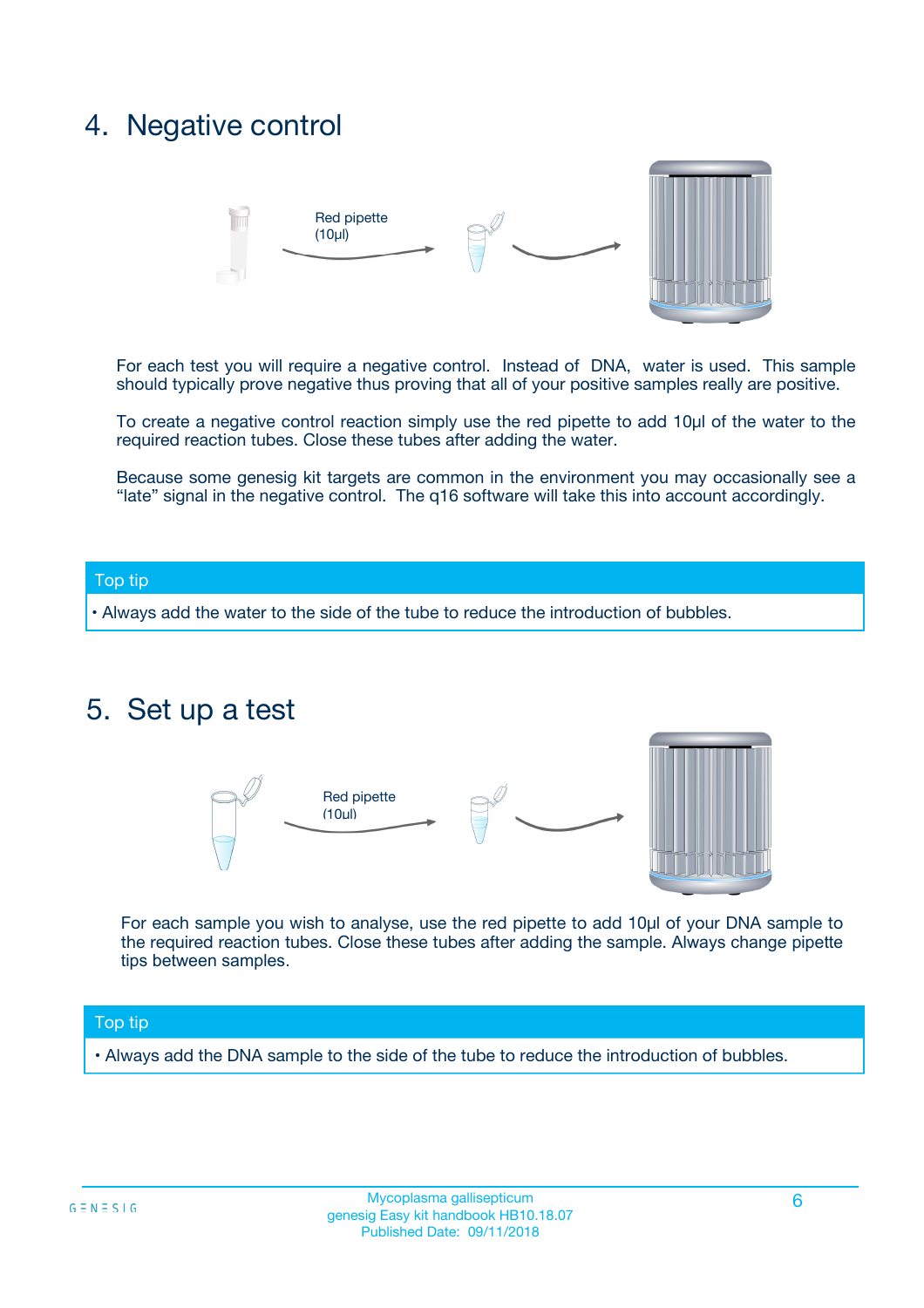## 4. Negative control

Red pipette (10µl)

For each test you will require a negative control. Instead of DNA, water is used. This sample should typically prove negative thus proving that all of your positive samples really are positive.

To create a negative control reaction simply use the red pipette to add 10µl of the water to the required reaction tubes. Close these tubes after adding the water.

Because some genesig kit targets are common in the environment you may occasionally see a "late" signal in the negative control. The q16 software will take this into account accordingly.

**Top tip**

- Always add the water to the side of the tube to reduce the introduction of bubbles.

## 5. Set up a test

Red pipette (10µl)

For each sample you wish to analyse, use the red pipette to add 10µl of your DNA sample to the required reaction tubes. Close these tubes after adding the sample. Always change pipette tips between samples.

**Top tip**

- Always add the DNA sample to the side of the tube to reduce the introduction of bubbles.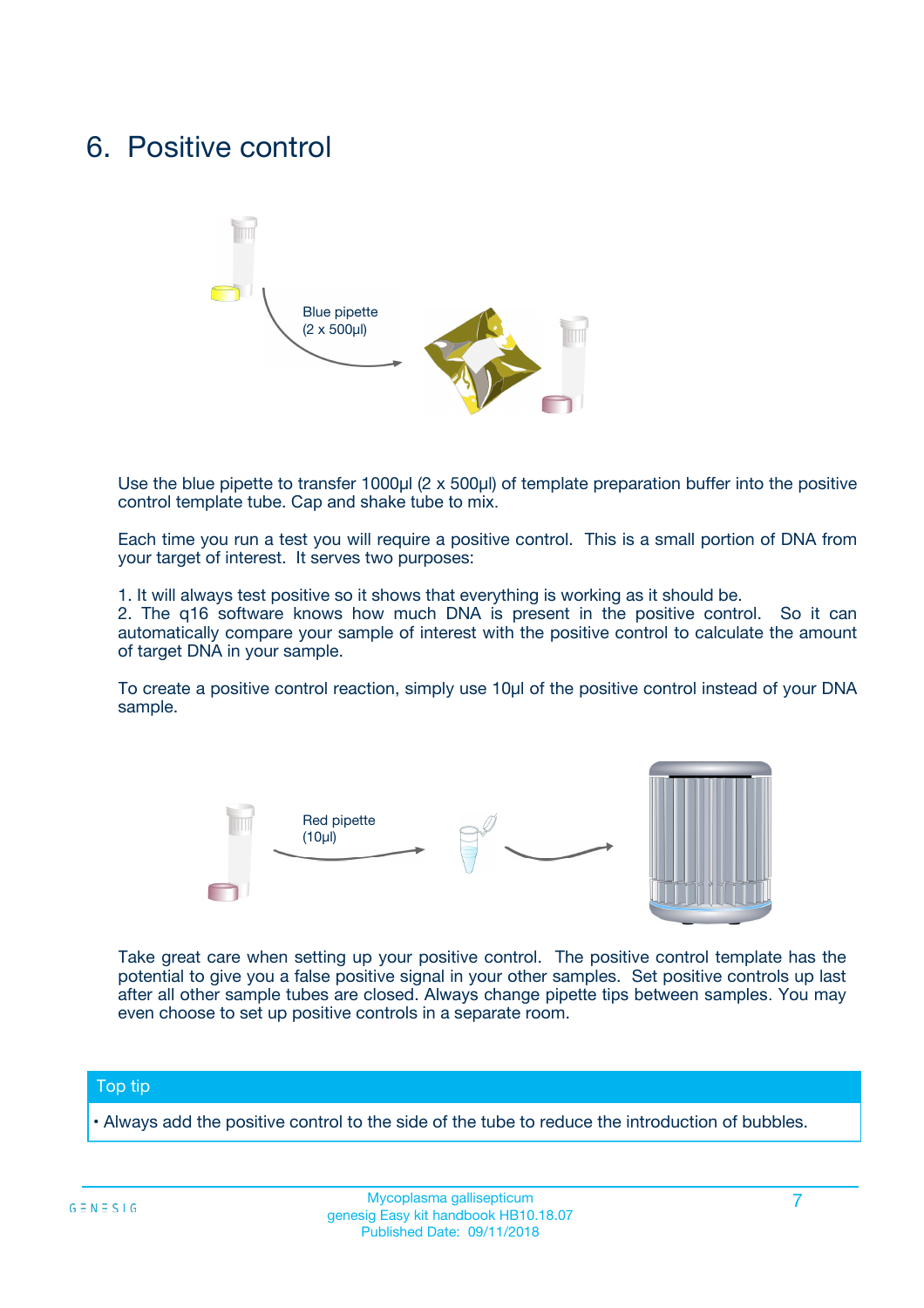# 6. Positive control

Blue pipette
(2 x 500µl)

Use the blue pipette to transfer 1000µl (2 x 500µl) of template preparation buffer into the positive control template tube. Cap and shake tube to mix.

Each time you run a test you will require a positive control. This is a small portion of DNA from your target of interest. It serves two purposes:

1. It will always test positive so it shows that everything is working as it should be.
2. The q16 software knows how much DNA is present in the positive control. So it can automatically compare your sample of interest with the positive control to calculate the amount of target DNA in your sample.

To create a positive control reaction, simply use 10µl of the positive control instead of your DNA sample.

Red pipette
(10µl)

Take great care when setting up your positive control. The positive control template has the potential to give you a false positive signal in your other samples. Set positive controls up last after all other sample tubes are closed. Always change pipette tips between samples. You may even choose to set up positive controls in a separate room.

**Top tip**

- Always add the positive control to the side of the tube to reduce the introduction of bubbles.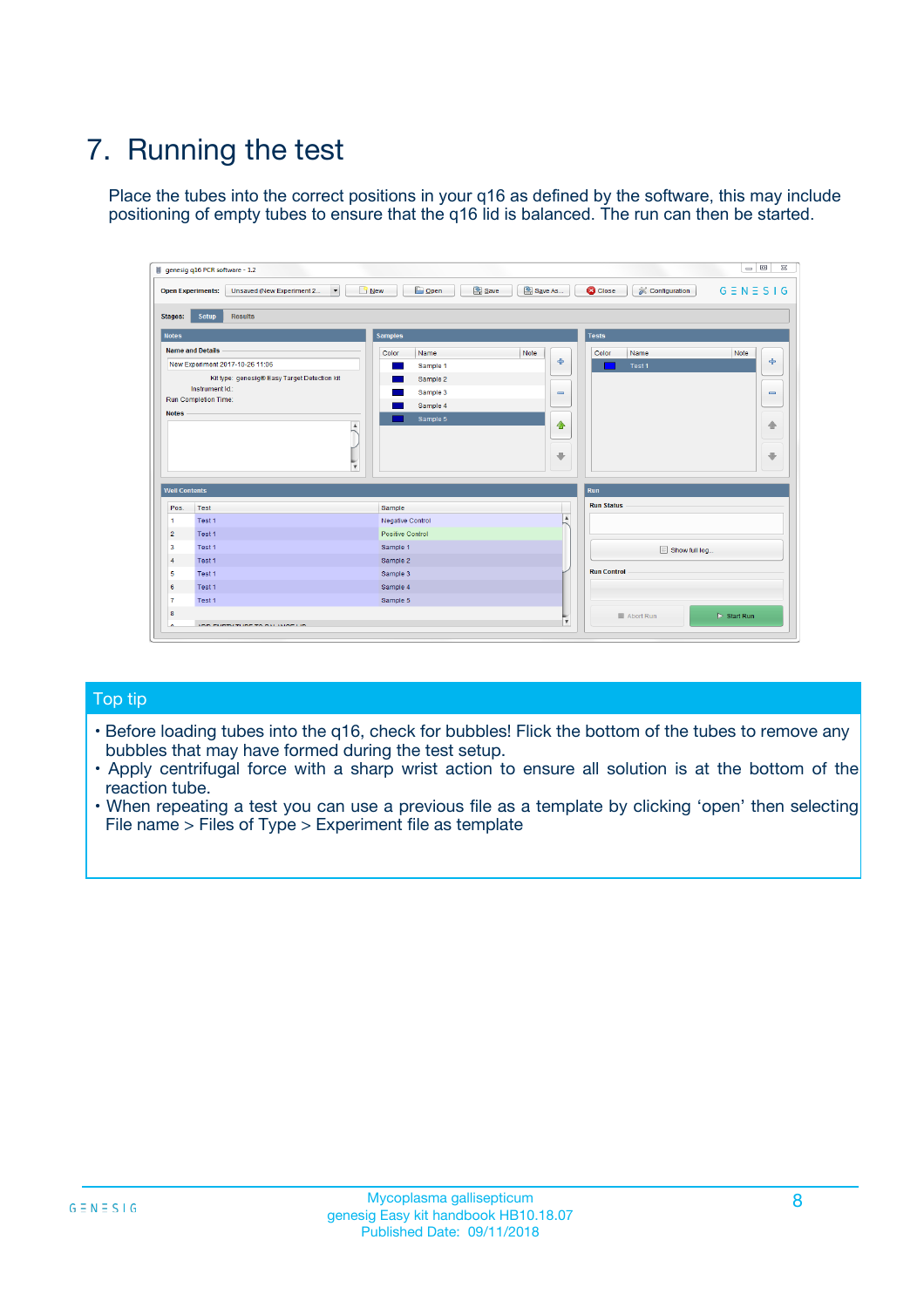# 7. Running the test

Place the tubes into the correct positions in your q16 as defined by the software, this may include positioning of empty tubes to ensure that the q16 lid is balanced. The run can then be started.

## Top tip

- Before loading tubes into the q16, check for bubbles! Flick the bottom of the tubes to remove any bubbles that may have formed during the test setup.
- Apply centrifugal force with a sharp wrist action to ensure all solution is at the bottom of the reaction tube.
- When repeating a test you can use a previous file as a template by clicking 'open' then selecting File name > Files of Type > Experiment file as template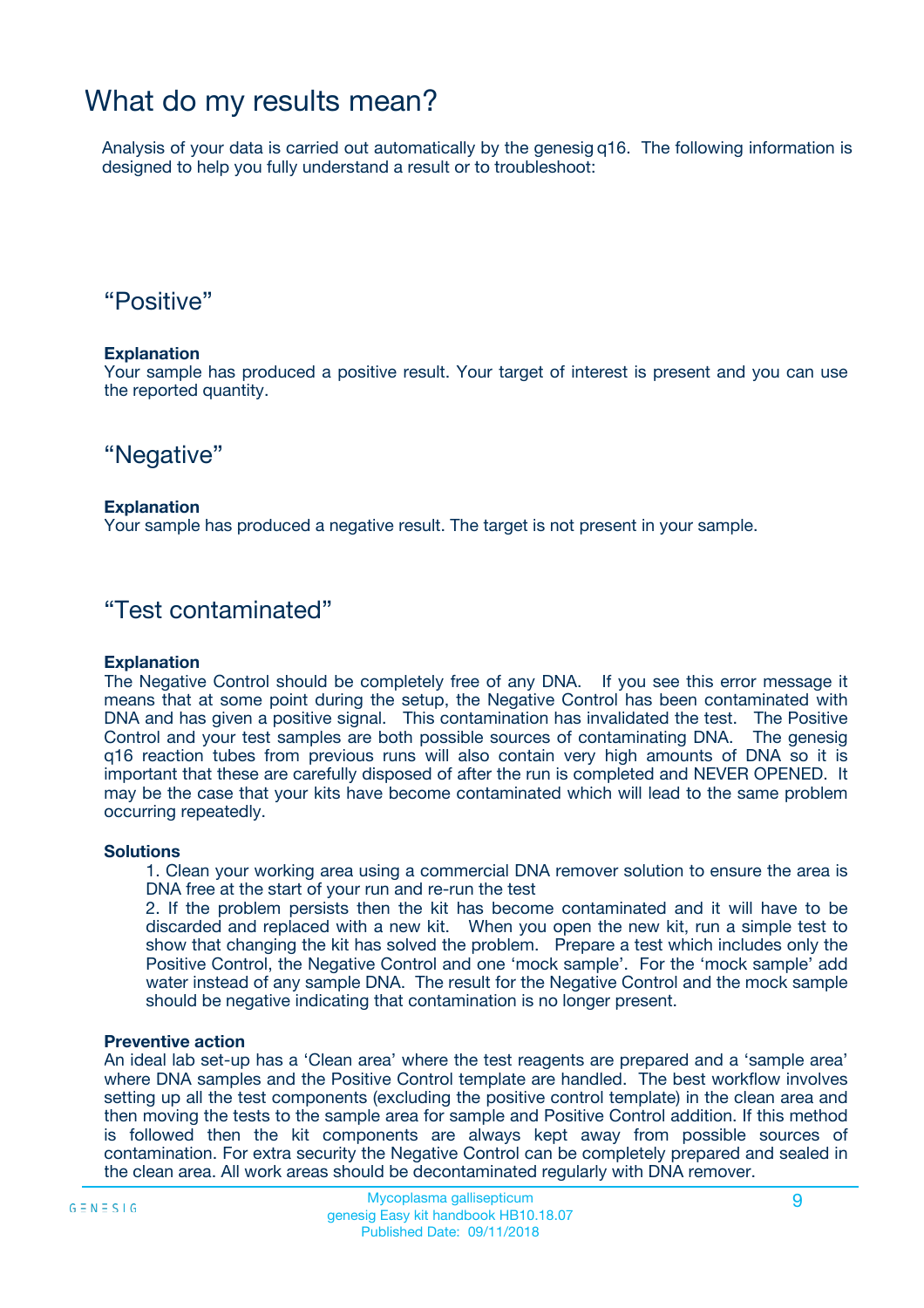# What do my results mean?

Analysis of your data is carried out automatically by the genesig q16. The following information is designed to help you fully understand a result or to troubleshoot:

## "Positive"

**Explanation**

Your sample has produced a positive result. Your target of interest is present and you can use the reported quantity.

## "Negative"

**Explanation**

Your sample has produced a negative result. The target is not present in your sample.

## "Test contaminated"

**Explanation**

The Negative Control should be completely free of any DNA. If you see this error message it means that at some point during the setup, the Negative Control has been contaminated with DNA and has given a positive signal. This contamination has invalidated the test. The Positive Control and your test samples are both possible sources of contaminating DNA. The genesig q16 reaction tubes from previous runs will also contain very high amounts of DNA so it is important that these are carefully disposed of after the run is completed and NEVER OPENED. It may be the case that your kits have become contaminated which will lead to the same problem occurring repeatedly.

**Solutions**

1. Clean your working area using a commercial DNA remover solution to ensure the area is DNA free at the start of your run and re-run the test
2. If the problem persists then the kit has become contaminated and it will have to be discarded and replaced with a new kit. When you open the new kit, run a simple test to show that changing the kit has solved the problem. Prepare a test which includes only the Positive Control, the Negative Control and one 'mock sample'. For the 'mock sample' add water instead of any sample DNA. The result for the Negative Control and the mock sample should be negative indicating that contamination is no longer present.

**Preventive action**

An ideal lab set-up has a 'Clean area' where the test reagents are prepared and a 'sample area' where DNA samples and the Positive Control template are handled. The best workflow involves setting up all the test components (excluding the positive control template) in the clean area and then moving the tests to the sample area for sample and Positive Control addition. If this method is followed then the kit components are always kept away from possible sources of contamination. For extra security the Negative Control can be completely prepared and sealed in the clean area. All work areas should be decontaminated regularly with DNA remover.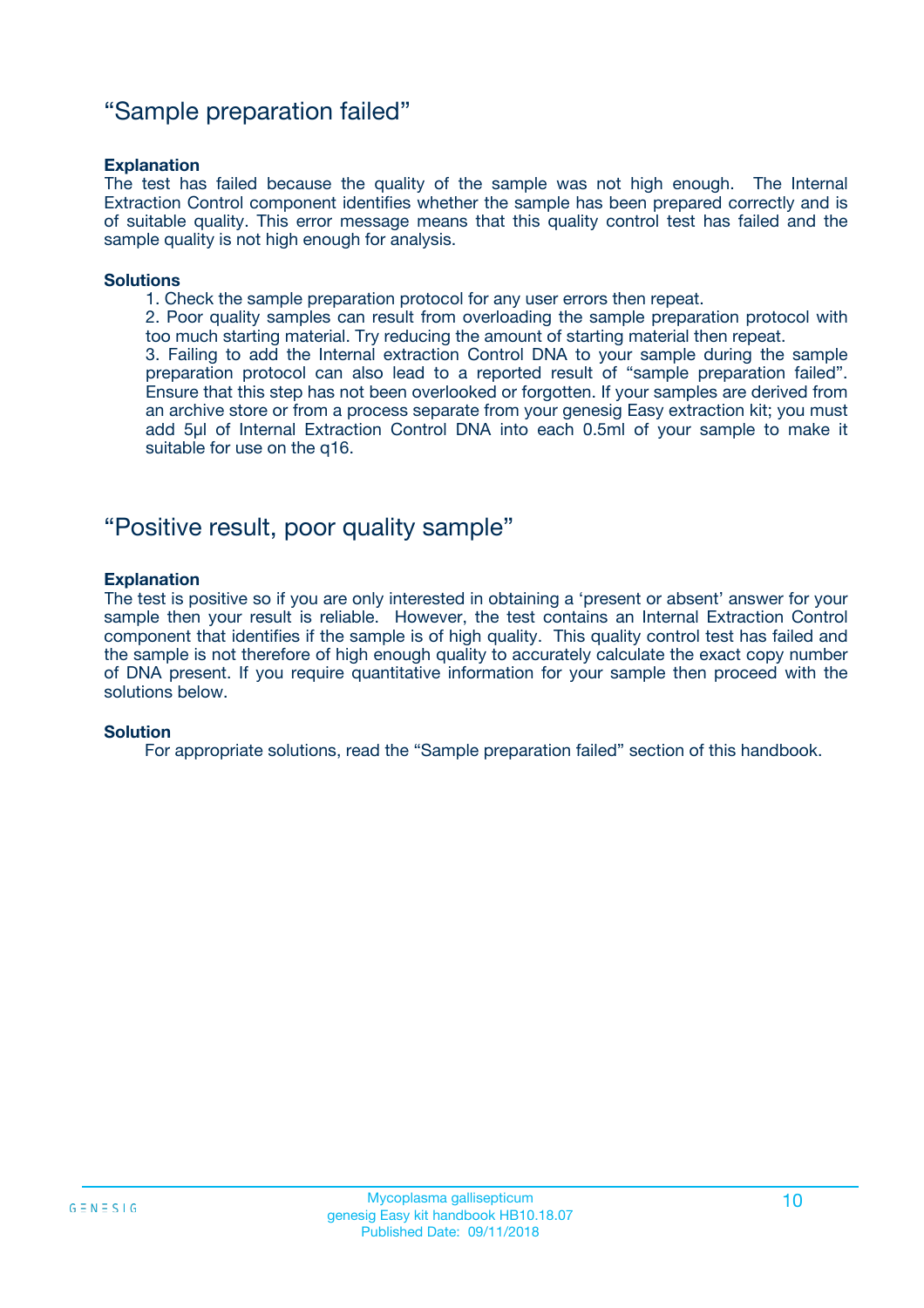## “Sample preparation failed”

**Explanation**

The test has failed because the quality of the sample was not high enough. The Internal Extraction Control component identifies whether the sample has been prepared correctly and is of suitable quality. This error message means that this quality control test has failed and the sample quality is not high enough for analysis.

**Solutions**

1. Check the sample preparation protocol for any user errors then repeat.
2. Poor quality samples can result from overloading the sample preparation protocol with too much starting material. Try reducing the amount of starting material then repeat.
3. Failing to add the Internal extraction Control DNA to your sample during the sample preparation protocol can also lead to a reported result of “sample preparation failed”. Ensure that this step has not been overlooked or forgotten. If your samples are derived from an archive store or from a process separate from your genesig Easy extraction kit; you must add 5µl of Internal Extraction Control DNA into each 0.5ml of your sample to make it suitable for use on the q16.

## “Positive result, poor quality sample”

**Explanation**

The test is positive so if you are only interested in obtaining a ‘present or absent’ answer for your sample then your result is reliable. However, the test contains an Internal Extraction Control component that identifies if the sample is of high quality. This quality control test has failed and the sample is not therefore of high enough quality to accurately calculate the exact copy number of DNA present. If you require quantitative information for your sample then proceed with the solutions below.

**Solution**

For appropriate solutions, read the “Sample preparation failed” section of this handbook.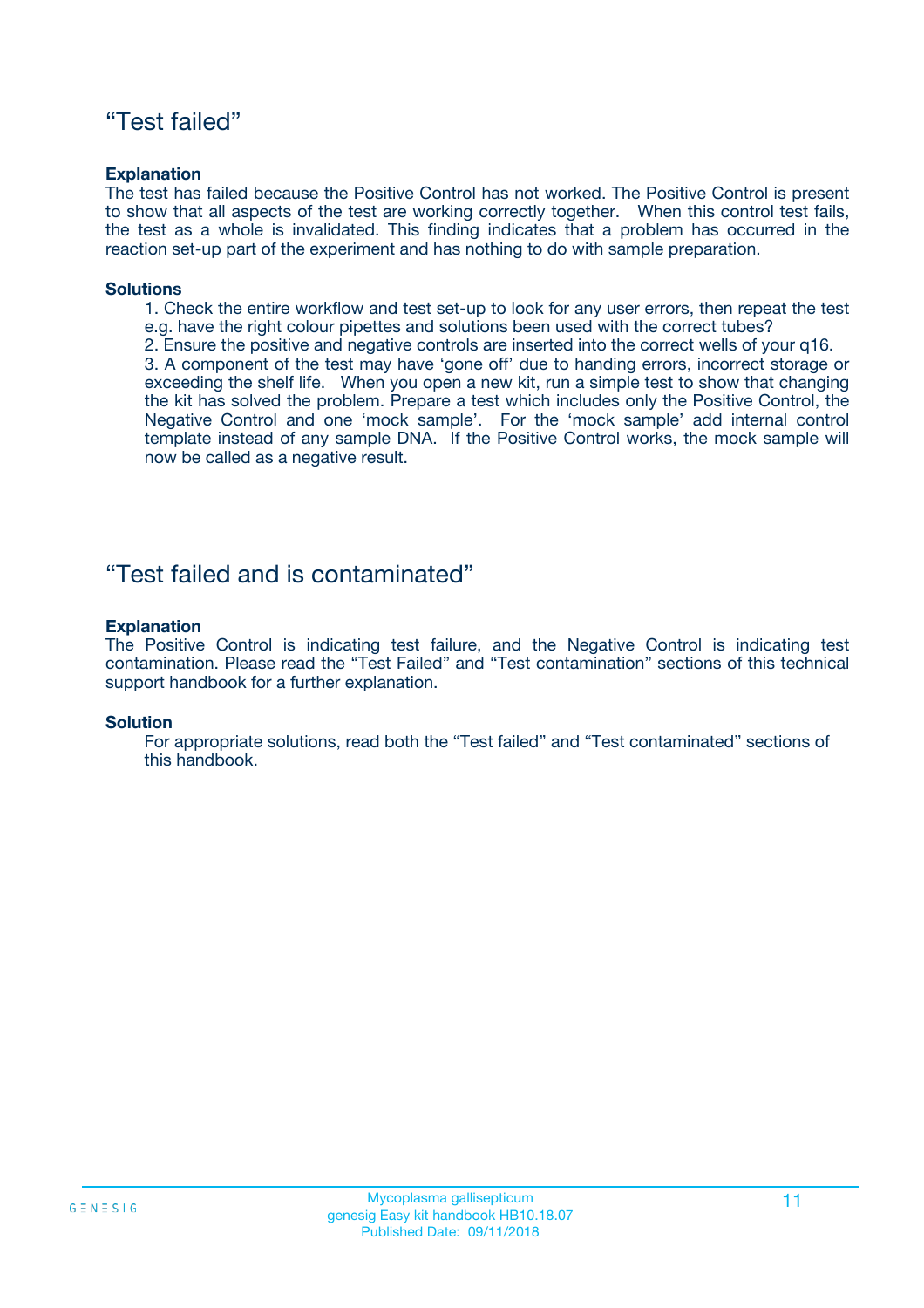## “Test failed”

**Explanation**

The test has failed because the Positive Control has not worked. The Positive Control is present to show that all aspects of the test are working correctly together. When this control test fails, the test as a whole is invalidated. This finding indicates that a problem has occurred in the reaction set-up part of the experiment and has nothing to do with sample preparation.

**Solutions**

1. Check the entire workflow and test set-up to look for any user errors, then repeat the test e.g. have the right colour pipettes and solutions been used with the correct tubes?
2. Ensure the positive and negative controls are inserted into the correct wells of your q16.
3. A component of the test may have ‘gone off’ due to handing errors, incorrect storage or exceeding the shelf life. When you open a new kit, run a simple test to show that changing the kit has solved the problem. Prepare a test which includes only the Positive Control, the Negative Control and one ‘mock sample’. For the ‘mock sample’ add internal control template instead of any sample DNA. If the Positive Control works, the mock sample will now be called as a negative result.

## “Test failed and is contaminated”

**Explanation**

The Positive Control is indicating test failure, and the Negative Control is indicating test contamination. Please read the “Test Failed” and “Test contamination” sections of this technical support handbook for a further explanation.

**Solution**

For appropriate solutions, read both the “Test failed” and “Test contaminated” sections of this handbook.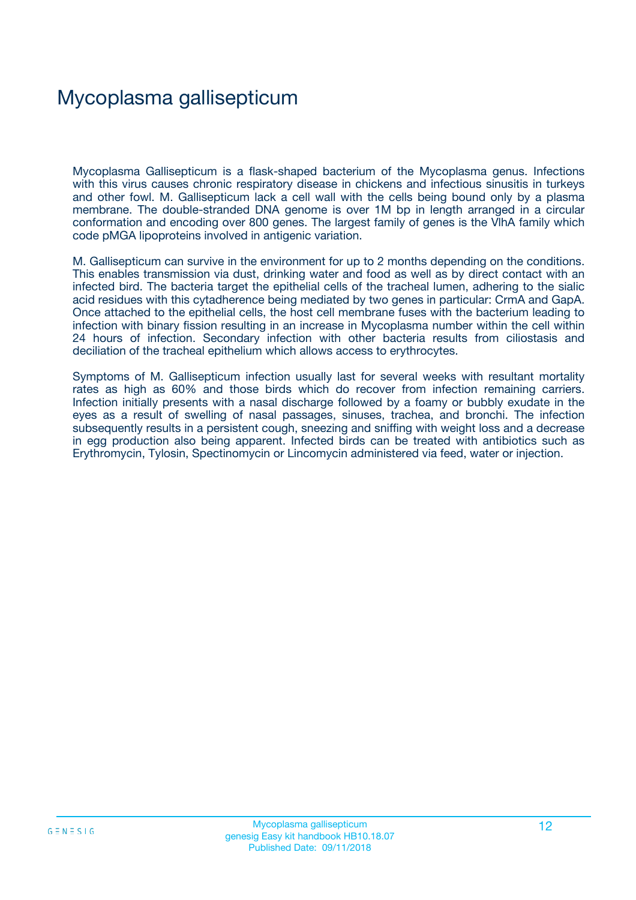# Mycoplasma gallisepticum

Mycoplasma Gallisepticum is a flask-shaped bacterium of the Mycoplasma genus. Infections with this virus causes chronic respiratory disease in chickens and infectious sinusitis in turkeys and other fowl. M. Gallisepticum lack a cell wall with the cells being bound only by a plasma membrane. The double-stranded DNA genome is over 1M bp in length arranged in a circular conformation and encoding over 800 genes. The largest family of genes is the VlhA family which code pMGA lipoproteins involved in antigenic variation.

M. Gallisepticum can survive in the environment for up to 2 months depending on the conditions. This enables transmission via dust, drinking water and food as well as by direct contact with an infected bird. The bacteria target the epithelial cells of the tracheal lumen, adhering to the sialic acid residues with this cytadherence being mediated by two genes in particular: CrmA and GapA. Once attached to the epithelial cells, the host cell membrane fuses with the bacterium leading to infection with binary fission resulting in an increase in Mycoplasma number within the cell within 24 hours of infection. Secondary infection with other bacteria results from ciliostasis and deciliation of the tracheal epithelium which allows access to erythrocytes.

Symptoms of M. Gallisepticum infection usually last for several weeks with resultant mortality rates as high as 60% and those birds which do recover from infection remaining carriers. Infection initially presents with a nasal discharge followed by a foamy or bubbly exudate in the eyes as a result of swelling of nasal passages, sinuses, trachea, and bronchi. The infection subsequently results in a persistent cough, sneezing and sniffing with weight loss and a decrease in egg production also being apparent. Infected birds can be treated with antibiotics such as Erythromycin, Tylosin, Spectinomycin or Lincomycin administered via feed, water or injection.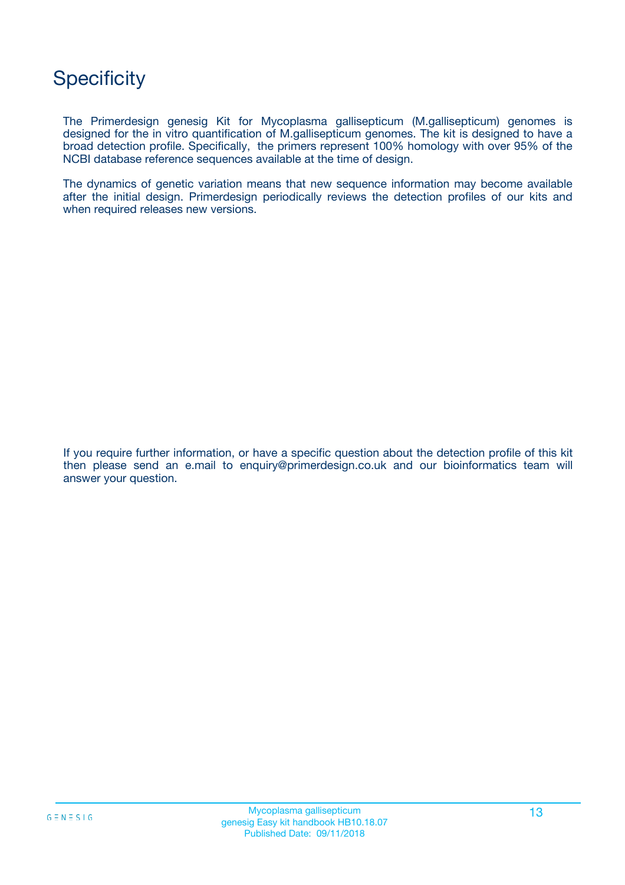# Specificity

The Primerdesign genesig Kit for Mycoplasma gallisepticum (M.gallisepticum) genomes is designed for the in vitro quantification of M.gallisepticum genomes. The kit is designed to have a broad detection profile. Specifically, the primers represent 100% homology with over 95% of the NCBI database reference sequences available at the time of design.

The dynamics of genetic variation means that new sequence information may become available after the initial design. Primerdesign periodically reviews the detection profiles of our kits and when required releases new versions.

If you require further information, or have a specific question about the detection profile of this kit then please send an e.mail to enquiry@primerdesign.co.uk and our bioinformatics team will answer your question.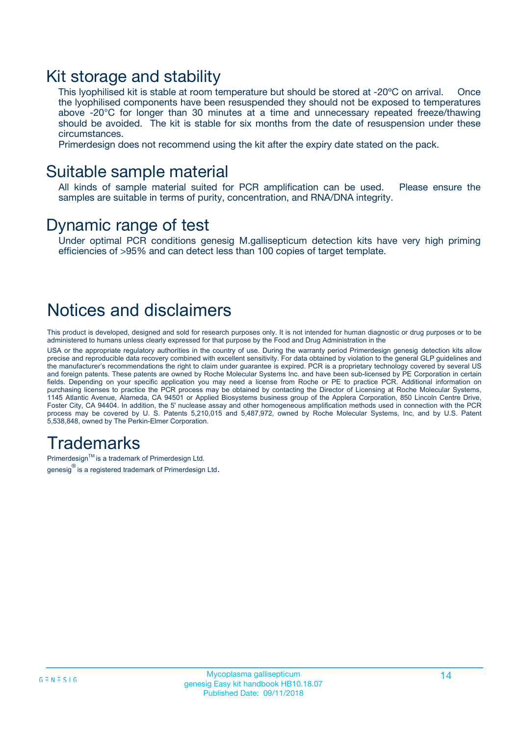# Kit storage and stability

This lyophilised kit is stable at room temperature but should be stored at -20ºC on arrival. Once the lyophilised components have been resuspended they should not be exposed to temperatures above -20°C for longer than 30 minutes at a time and unnecessary repeated freeze/thawing should be avoided. The kit is stable for six months from the date of resuspension under these circumstances.

Primerdesign does not recommend using the kit after the expiry date stated on the pack.

# Suitable sample material

All kinds of sample material suited for PCR amplification can be used. Please ensure the samples are suitable in terms of purity, concentration, and RNA/DNA integrity.

# Dynamic range of test

Under optimal PCR conditions genesig M.gallisepticum detection kits have very high priming efficiencies of >95% and can detect less than 100 copies of target template.

# Notices and disclaimers

This product is developed, designed and sold for research purposes only. It is not intended for human diagnostic or drug purposes or to be administered to humans unless clearly expressed for that purpose by the Food and Drug Administration in the

USA or the appropriate regulatory authorities in the country of use. During the warranty period Primerdesign genesig detection kits allow precise and reproducible data recovery combined with excellent sensitivity. For data obtained by violation to the general GLP guidelines and the manufacturer's recommendations the right to claim under guarantee is expired. PCR is a proprietary technology covered by several US and foreign patents. These patents are owned by Roche Molecular Systems Inc. and have been sub-licensed by PE Corporation in certain fields. Depending on your specific application you may need a license from Roche or PE to practice PCR. Additional information on purchasing licenses to practice the PCR process may be obtained by contacting the Director of Licensing at Roche Molecular Systems, 1145 Atlantic Avenue, Alameda, CA 94501 or Applied Biosystems business group of the Applera Corporation, 850 Lincoln Centre Drive, Foster City, CA 94404. In addition, the 5' nuclease assay and other homogeneous amplification methods used in connection with the PCR process may be covered by U. S. Patents 5,210,015 and 5,487,972, owned by Roche Molecular Systems, Inc, and by U.S. Patent 5,538,848, owned by The Perkin-Elmer Corporation.

# Trademarks

Primerdesign™ is a trademark of Primerdesign Ltd.

genesig® is a registered trademark of Primerdesign Ltd.